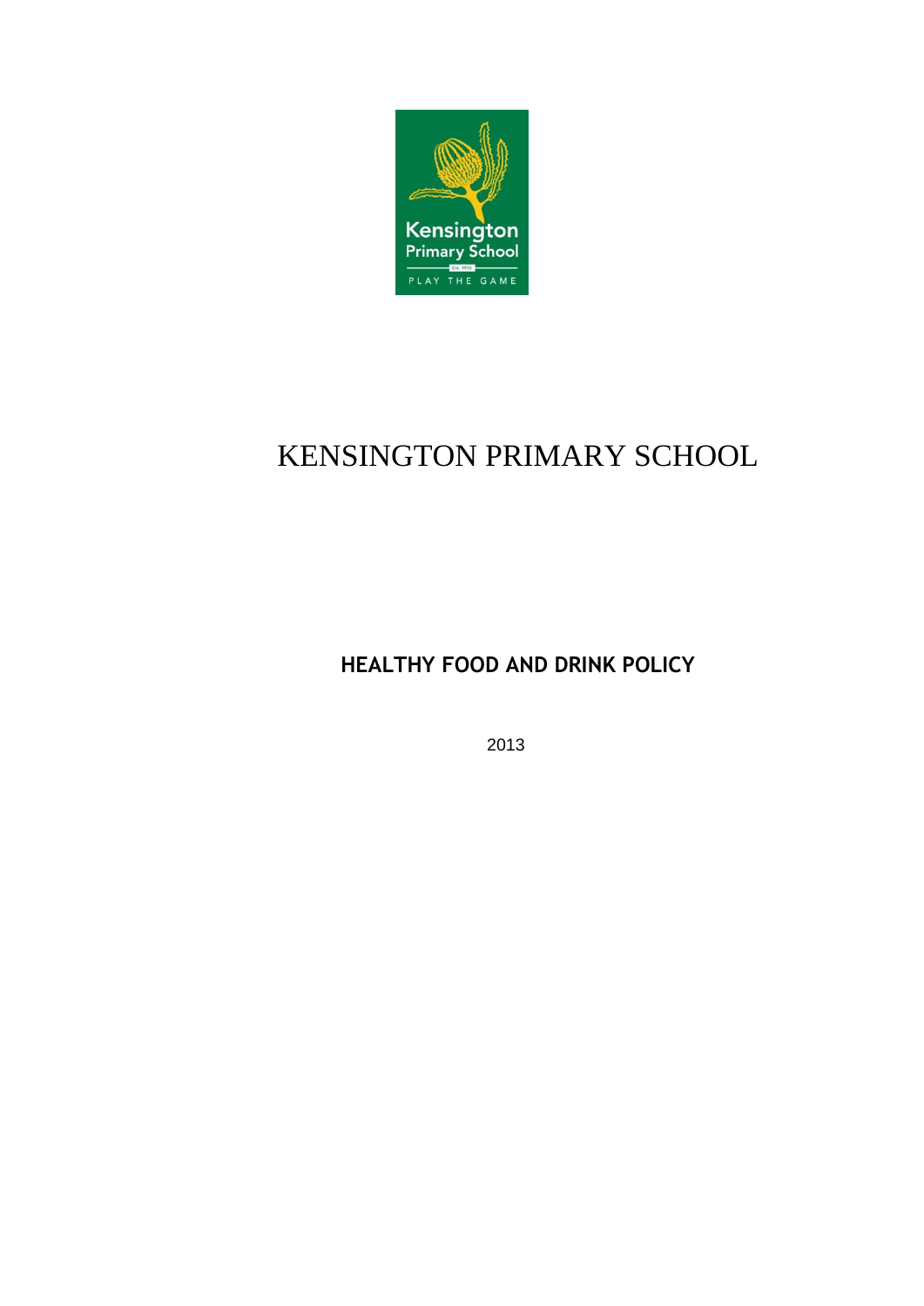# KENSINGTON PRIMARY SCHOOL

## HEALTHY FOOD AND DRINK POLICY

2013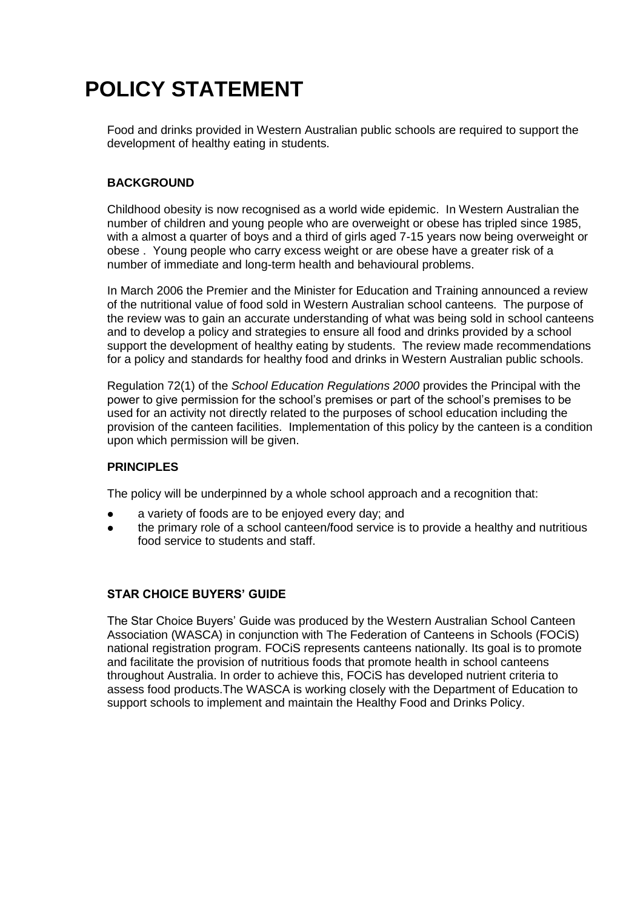# POLICY STATEMENT

Food and drinks provided in Western Australian public schools are required to support the development of healthy eating in students.

### BACKGROUND

Childhood obesity is now recognised as a world wide epidemic. In Western Australian the number of children and young people who are overweight or obese has tripled since 1985, with a almost a quarter of boys and a third of girls aged 7-15 years now being overweight or obese . Young people who carry excess weight or are obese have a greater risk of a number of immediate and long-term health and behavioural problems.

In March 2006 the Premier and the Minister for Education and Training announced a review of the nutritional value of food sold in Western Australian school canteens. The purpose of the review was to gain an accurate understanding of what was being sold in school canteens and to develop a policy and strategies to ensure all food and drinks provided by a school support the development of healthy eating by students. The review made recommendations for a policy and standards for healthy food and drinks in Western Australian public schools.

Regulation 72(1) of the *School Education Regulations 2000* provides the Principal with the power to give permission for the school's premises or part of the school's premises to be used for an activity not directly related to the purposes of school education including the provision of the canteen facilities. Implementation of this policy by the canteen is a condition upon which permission will be given.

### PRINCIPLES

The policy will be underpinned by a whole school approach and a recognition that:

- a variety of foods are to be enjoyed every day; and
- the primary role of a school canteen/food service is to provide a healthy and nutritious food service to students and staff.

### STAR CHOICE BUYERS' GUIDE

The Star Choice Buyers' Guide was produced by the Western Australian School Canteen Association (WASCA) in conjunction with The Federation of Canteens in Schools (FOCiS) national registration program. FOCiS represents canteens nationally. Its goal is to promote and facilitate the provision of nutritious foods that promote health in school canteens throughout Australia. In order to achieve this, FOCiS has developed nutrient criteria to assess food products.The WASCA is working closely with the Department of Education to support schools to implement and maintain the Healthy Food and Drinks Policy.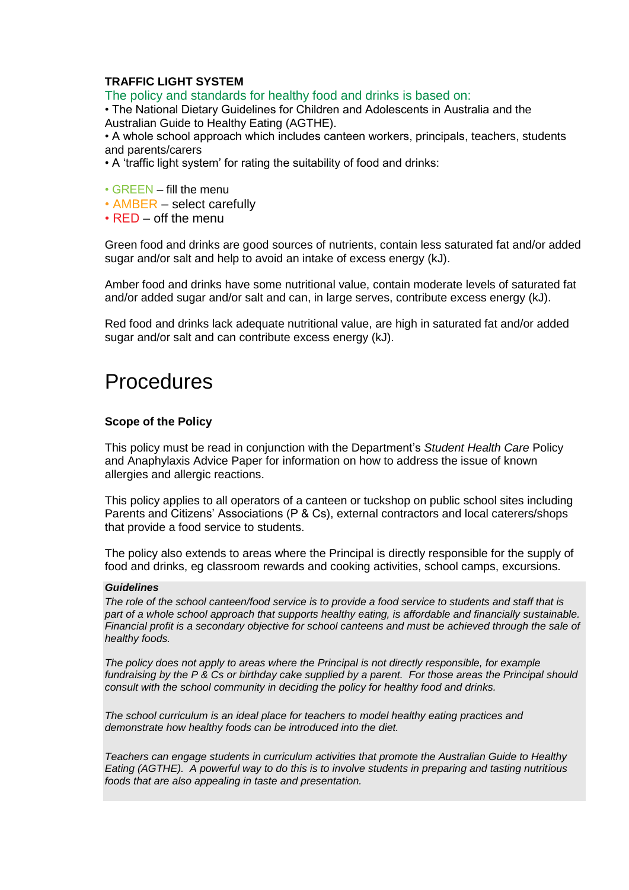**TRAFFIC LIGHT SYSTEM**

The policy and standards for healthy food and drinks is based on:

- The National Dietary Guidelines for Children and Adolescents in Australia and the Australian Guide to Healthy Eating (AGTHE).
- A whole school approach which includes canteen workers, principals, teachers, students and parents/carers
- A 'traffic light system' for rating the suitability of food and drinks:

- GREEN – fill the menu
- AMBER – select carefully
- RED – off the menu

Green food and drinks are good sources of nutrients, contain less saturated fat and/or added sugar and/or salt and help to avoid an intake of excess energy (kJ).

Amber food and drinks have some nutritional value, contain moderate levels of saturated fat and/or added sugar and/or salt and can, in large serves, contribute excess energy (kJ).

Red food and drinks lack adequate nutritional value, are high in saturated fat and/or added sugar and/or salt and can contribute excess energy (kJ).

# Procedures

**Scope of the Policy**

This policy must be read in conjunction with the Department's *Student Health Care* Policy and Anaphylaxis Advice Paper for information on how to address the issue of known allergies and allergic reactions.

This policy applies to all operators of a canteen or tuckshop on public school sites including Parents and Citizens' Associations (P & Cs), external contractors and local caterers/shops that provide a food service to students.

The policy also extends to areas where the Principal is directly responsible for the supply of food and drinks, eg classroom rewards and cooking activities, school camps, excursions.

***Guidelines***

*The role of the school canteen/food service is to provide a food service to students and staff that is part of a whole school approach that supports healthy eating, is affordable and financially sustainable. Financial profit is a secondary objective for school canteens and must be achieved through the sale of healthy foods.*

*The policy does not apply to areas where the Principal is not directly responsible, for example fundraising by the P & Cs or birthday cake supplied by a parent. For those areas the Principal should consult with the school community in deciding the policy for healthy food and drinks.*

*The school curriculum is an ideal place for teachers to model healthy eating practices and demonstrate how healthy foods can be introduced into the diet.*

*Teachers can engage students in curriculum activities that promote the Australian Guide to Healthy Eating (AGTHE). A powerful way to do this is to involve students in preparing and tasting nutritious foods that are also appealing in taste and presentation.*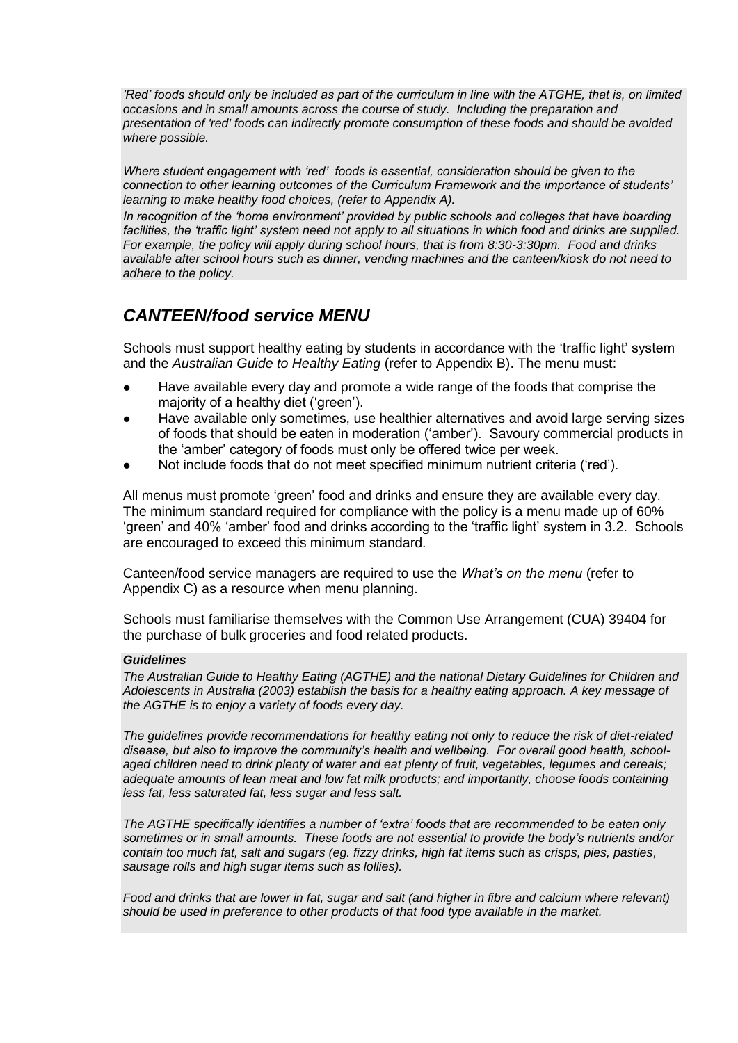*'Red' foods should only be included as part of the curriculum in line with the ATGHE, that is, on limited occasions and in small amounts across the course of study. Including the preparation and presentation of 'red' foods can indirectly promote consumption of these foods and should be avoided where possible.*

*Where student engagement with 'red' foods is essential, consideration should be given to the connection to other learning outcomes of the Curriculum Framework and the importance of students' learning to make healthy food choices, (refer to Appendix A).*

*In recognition of the 'home environment' provided by public schools and colleges that have boarding facilities, the 'traffic light' system need not apply to all situations in which food and drinks are supplied. For example, the policy will apply during school hours, that is from 8:30-3:30pm. Food and drinks available after school hours such as dinner, vending machines and the canteen/kiosk do not need to adhere to the policy.*

## *CANTEEN/food service MENU*

Schools must support healthy eating by students in accordance with the 'traffic light' system and the *Australian Guide to Healthy Eating* (refer to Appendix B). The menu must:

- Have available every day and promote a wide range of the foods that comprise the majority of a healthy diet ('green').
- Have available only sometimes, use healthier alternatives and avoid large serving sizes of foods that should be eaten in moderation ('amber'). Savoury commercial products in the 'amber' category of foods must only be offered twice per week.
- Not include foods that do not meet specified minimum nutrient criteria ('red').

All menus must promote 'green' food and drinks and ensure they are available every day. The minimum standard required for compliance with the policy is a menu made up of 60% 'green' and 40% 'amber' food and drinks according to the 'traffic light' system in 3.2. Schools are encouraged to exceed this minimum standard.

Canteen/food service managers are required to use the *What's on the menu* (refer to Appendix C) as a resource when menu planning.

Schools must familiarise themselves with the Common Use Arrangement (CUA) 39404 for the purchase of bulk groceries and food related products.

***Guidelines***

*The Australian Guide to Healthy Eating (AGTHE) and the national Dietary Guidelines for Children and Adolescents in Australia (2003) establish the basis for a healthy eating approach. A key message of the AGTHE is to enjoy a variety of foods every day.*

*The guidelines provide recommendations for healthy eating not only to reduce the risk of diet-related disease, but also to improve the community's health and wellbeing. For overall good health, school-aged children need to drink plenty of water and eat plenty of fruit, vegetables, legumes and cereals; adequate amounts of lean meat and low fat milk products; and importantly, choose foods containing less fat, less saturated fat, less sugar and less salt.*

*The AGTHE specifically identifies a number of 'extra' foods that are recommended to be eaten only sometimes or in small amounts. These foods are not essential to provide the body's nutrients and/or contain too much fat, salt and sugars (eg. fizzy drinks, high fat items such as crisps, pies, pasties, sausage rolls and high sugar items such as lollies).*

*Food and drinks that are lower in fat, sugar and salt (and higher in fibre and calcium where relevant) should be used in preference to other products of that food type available in the market.*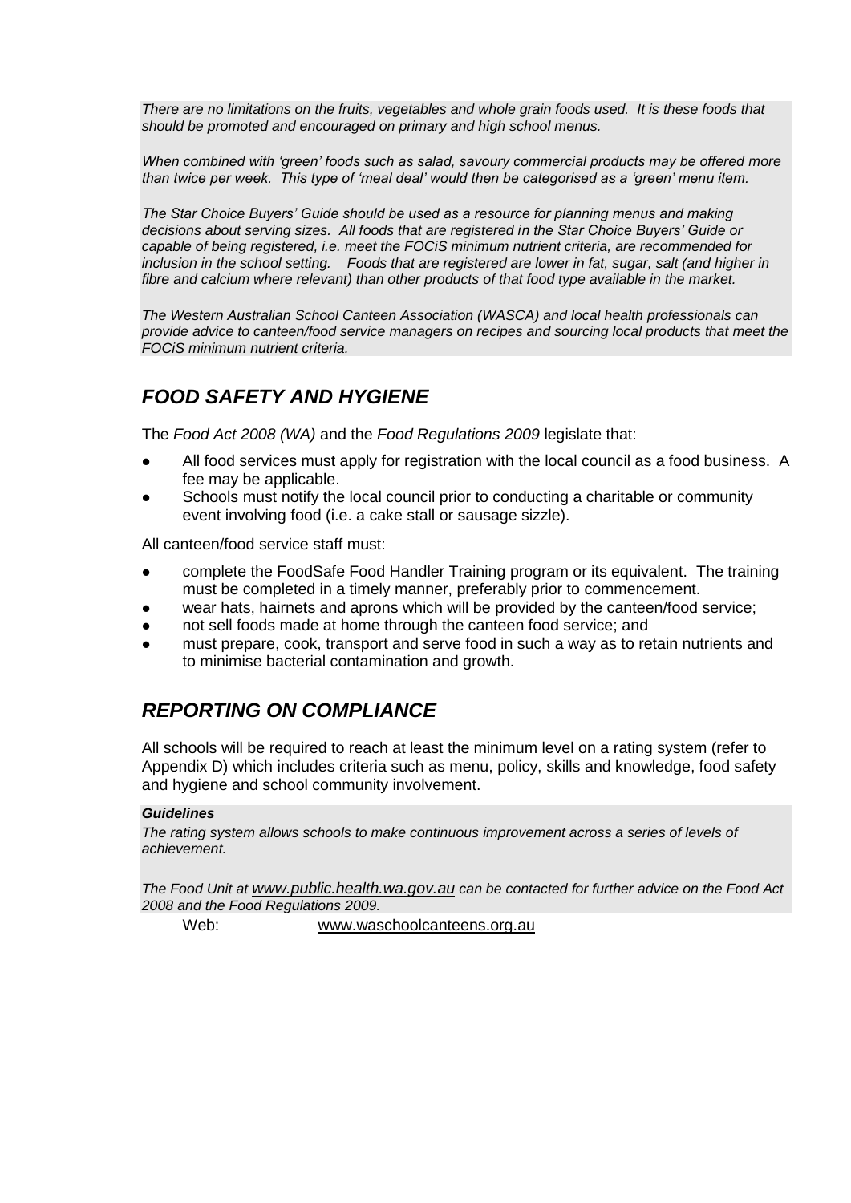*There are no limitations on the fruits, vegetables and whole grain foods used. It is these foods that should be promoted and encouraged on primary and high school menus.*

*When combined with 'green' foods such as salad, savoury commercial products may be offered more than twice per week. This type of 'meal deal' would then be categorised as a 'green' menu item.*

*The Star Choice Buyers' Guide should be used as a resource for planning menus and making decisions about serving sizes. All foods that are registered in the Star Choice Buyers' Guide or capable of being registered, i.e. meet the FOCiS minimum nutrient criteria, are recommended for inclusion in the school setting. Foods that are registered are lower in fat, sugar, salt (and higher in fibre and calcium where relevant) than other products of that food type available in the market.*

*The Western Australian School Canteen Association (WASCA) and local health professionals can provide advice to canteen/food service managers on recipes and sourcing local products that meet the FOCiS minimum nutrient criteria.*

## *FOOD SAFETY AND HYGIENE*

The *Food Act 2008 (WA)* and the *Food Regulations 2009* legislate that:

- All food services must apply for registration with the local council as a food business. A fee may be applicable.
- Schools must notify the local council prior to conducting a charitable or community event involving food (i.e. a cake stall or sausage sizzle).

All canteen/food service staff must:

- complete the FoodSafe Food Handler Training program or its equivalent. The training must be completed in a timely manner, preferably prior to commencement.
- wear hats, hairnets and aprons which will be provided by the canteen/food service;
- not sell foods made at home through the canteen food service; and
- must prepare, cook, transport and serve food in such a way as to retain nutrients and to minimise bacterial contamination and growth.

## *REPORTING ON COMPLIANCE*

All schools will be required to reach at least the minimum level on a rating system (refer to Appendix D) which includes criteria such as menu, policy, skills and knowledge, food safety and hygiene and school community involvement.

***Guidelines***

*The rating system allows schools to make continuous improvement across a series of levels of achievement.*

*The Food Unit at www.public.health.wa.gov.au can be contacted for further advice on the Food Act 2008 and the Food Regulations 2009.*

Web: www.waschoolcanteens.org.au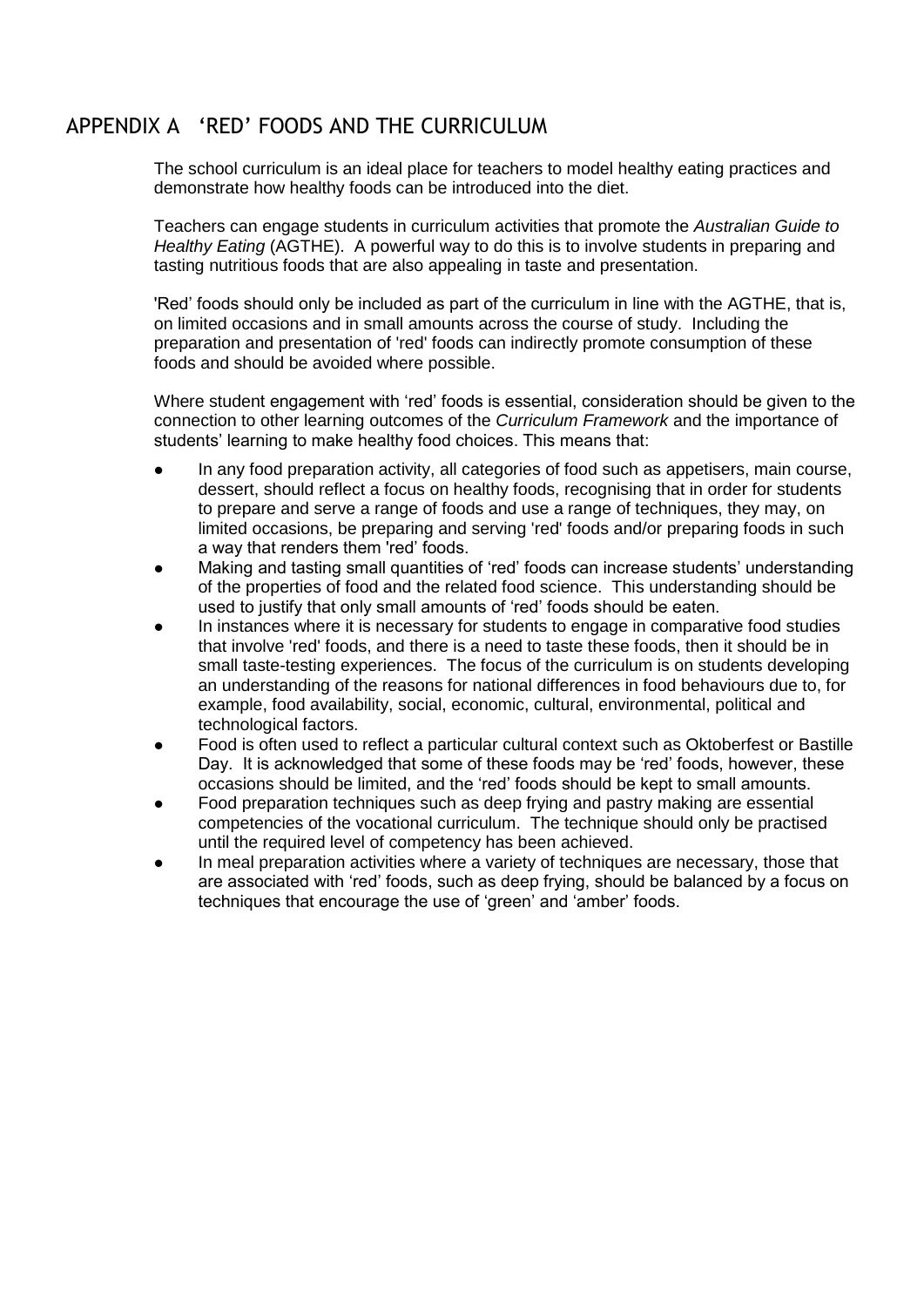## APPENDIX A 'RED' FOODS AND THE CURRICULUM

The school curriculum is an ideal place for teachers to model healthy eating practices and demonstrate how healthy foods can be introduced into the diet.

Teachers can engage students in curriculum activities that promote the *Australian Guide to Healthy Eating* (AGTHE). A powerful way to do this is to involve students in preparing and tasting nutritious foods that are also appealing in taste and presentation.

'Red' foods should only be included as part of the curriculum in line with the AGTHE, that is, on limited occasions and in small amounts across the course of study. Including the preparation and presentation of 'red' foods can indirectly promote consumption of these foods and should be avoided where possible.

Where student engagement with 'red' foods is essential, consideration should be given to the connection to other learning outcomes of the *Curriculum Framework* and the importance of students' learning to make healthy food choices. This means that:

- In any food preparation activity, all categories of food such as appetisers, main course, dessert, should reflect a focus on healthy foods, recognising that in order for students to prepare and serve a range of foods and use a range of techniques, they may, on limited occasions, be preparing and serving 'red' foods and/or preparing foods in such a way that renders them 'red' foods.
- Making and tasting small quantities of 'red' foods can increase students' understanding of the properties of food and the related food science. This understanding should be used to justify that only small amounts of 'red' foods should be eaten.
- In instances where it is necessary for students to engage in comparative food studies that involve 'red' foods, and there is a need to taste these foods, then it should be in small taste-testing experiences. The focus of the curriculum is on students developing an understanding of the reasons for national differences in food behaviours due to, for example, food availability, social, economic, cultural, environmental, political and technological factors.
- Food is often used to reflect a particular cultural context such as Oktoberfest or Bastille Day. It is acknowledged that some of these foods may be 'red' foods, however, these occasions should be limited, and the 'red' foods should be kept to small amounts.
- Food preparation techniques such as deep frying and pastry making are essential competencies of the vocational curriculum. The technique should only be practised until the required level of competency has been achieved.
- In meal preparation activities where a variety of techniques are necessary, those that are associated with 'red' foods, such as deep frying, should be balanced by a focus on techniques that encourage the use of 'green' and 'amber' foods.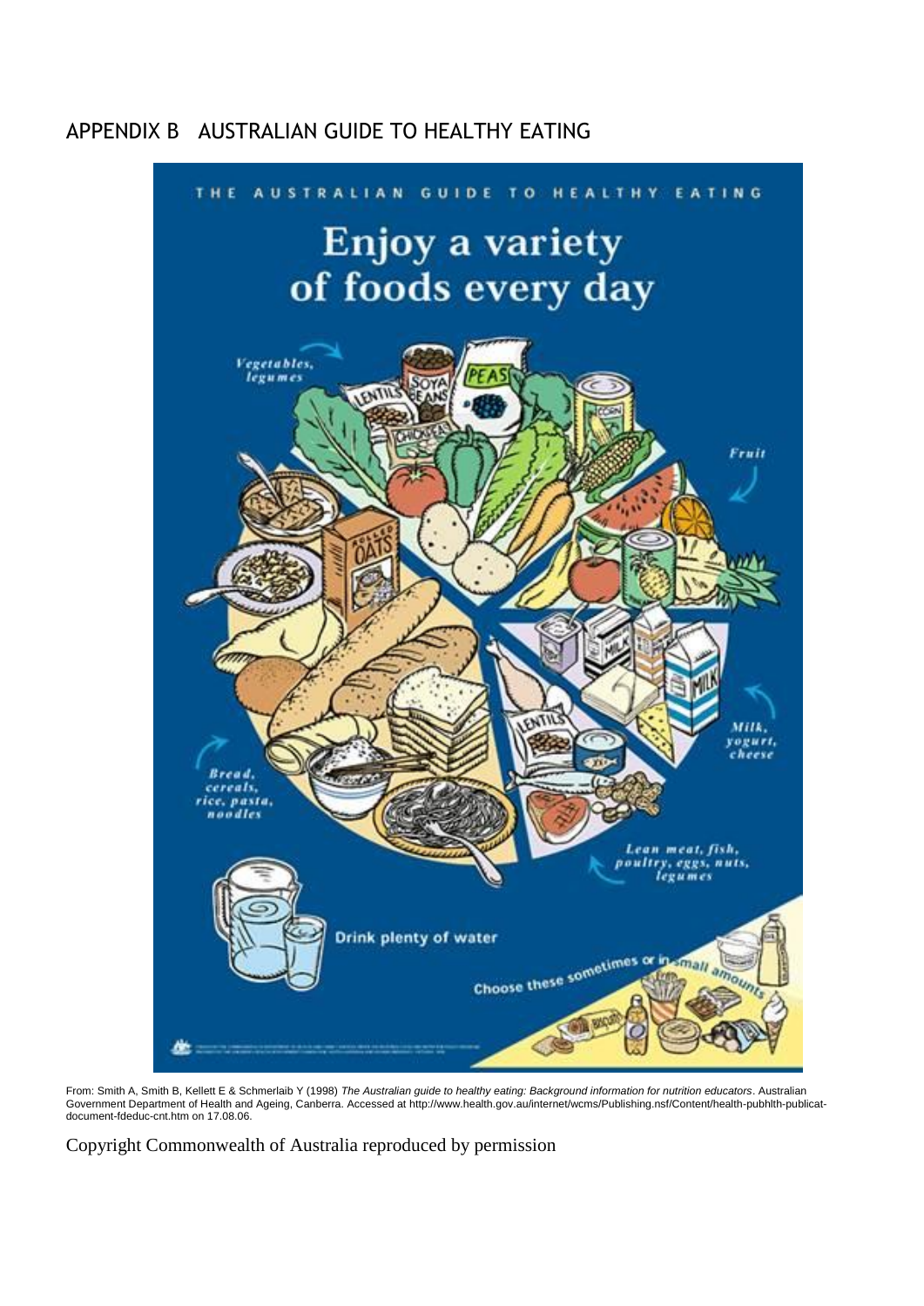## APPENDIX B AUSTRALIAN GUIDE TO HEALTHY EATING

THE AUSTRALIAN GUIDE TO HEALTHY EATING

# Enjoy a variety of foods every day

*Vegetables, legumes*

*Fruit*

*Milk, yogurt, cheese*

*Lean meat, fish, poultry, eggs, nuts, legumes*

*Bread, cereals, rice, pasta, noodles*

Drink plenty of water

Choose these sometimes or in small amounts

From: Smith A, Smith B, Kellett E & Schmerlaib Y (1998) *The Australian guide to healthy eating: Background information for nutrition educators*. Australian Government Department of Health and Ageing, Canberra. Accessed at http://www.health.gov.au/internet/wcms/Publishing.nsf/Content/health-pubhlth-publicat-document-fdeduc-cnt.htm on 17.08.06.

Copyright Commonwealth of Australia reproduced by permission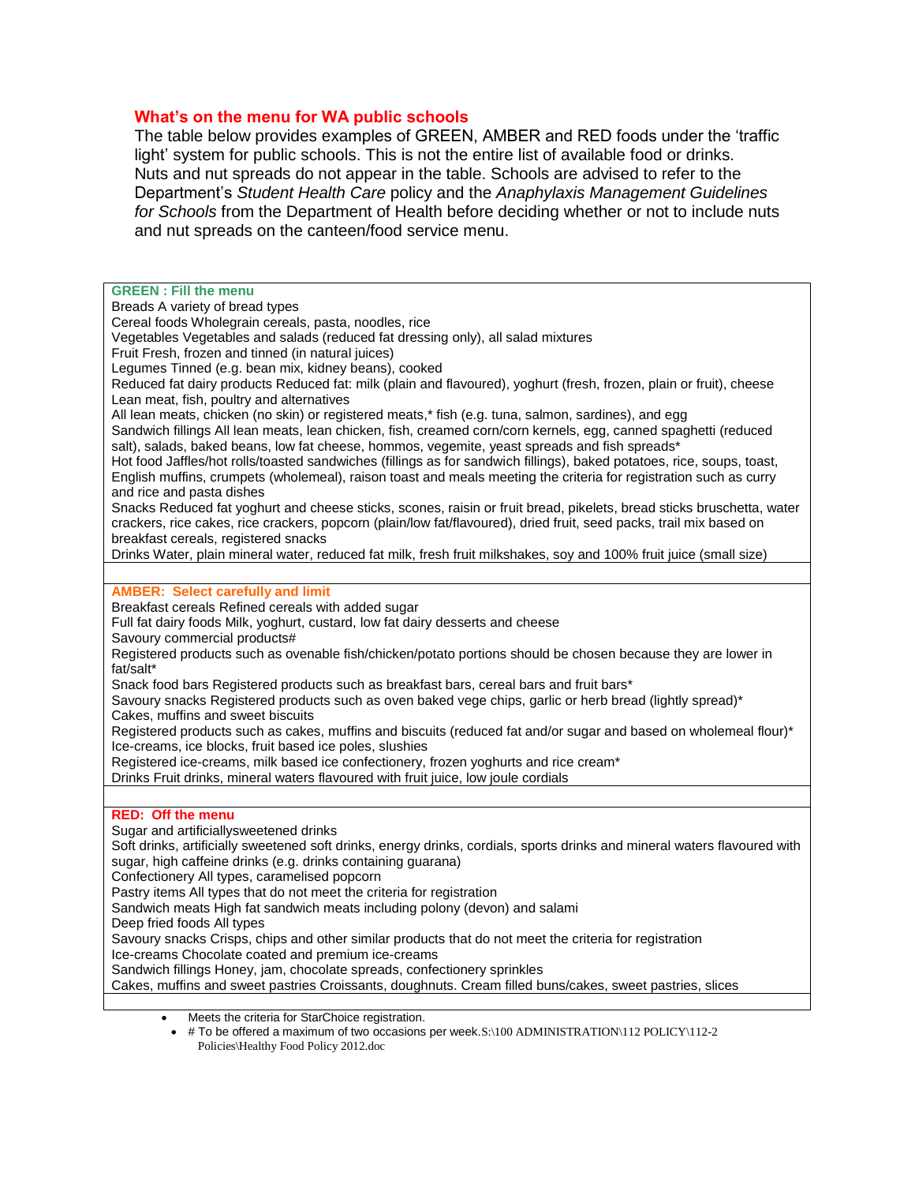## What's on the menu for WA public schools

The table below provides examples of GREEN, AMBER and RED foods under the 'traffic light' system for public schools. This is not the entire list of available food or drinks. Nuts and nut spreads do not appear in the table. Schools are advised to refer to the Department's *Student Health Care* policy and the *Anaphylaxis Management Guidelines for Schools* from the Department of Health before deciding whether or not to include nuts and nut spreads on the canteen/food service menu.

| |
|---|
| **GREEN : Fill the menu** |
| Breads A variety of bread types |
| Cereal foods Wholegrain cereals, pasta, noodles, rice |
| Vegetables Vegetables and salads (reduced fat dressing only), all salad mixtures |
| Fruit Fresh, frozen and tinned (in natural juices) |
| Legumes Tinned (e.g. bean mix, kidney beans), cooked |
| Reduced fat dairy products Reduced fat: milk (plain and flavoured), yoghurt (fresh, frozen, plain or fruit), cheese |
| Lean meat, fish, poultry and alternatives |
| All lean meats, chicken (no skin) or registered meats,* fish (e.g. tuna, salmon, sardines), and egg |
| Sandwich fillings All lean meats, lean chicken, fish, creamed corn/corn kernels, egg, canned spaghetti (reduced salt), salads, baked beans, low fat cheese, hommos, vegemite, yeast spreads and fish spreads* |
| Hot food Jaffles/hot rolls/toasted sandwiches (fillings as for sandwich fillings), baked potatoes, rice, soups, toast, English muffins, crumpets (wholemeal), raison toast and meals meeting the criteria for registration such as curry and rice and pasta dishes |
| Snacks Reduced fat yoghurt and cheese sticks, scones, raisin or fruit bread, pikelets, bread sticks bruschetta, water crackers, rice cakes, rice crackers, popcorn (plain/low fat/flavoured), dried fruit, seed packs, trail mix based on breakfast cereals, registered snacks |
| Drinks Water, plain mineral water, reduced fat milk, fresh fruit milkshakes, soy and 100% fruit juice (small size) |
| |
| **AMBER: Select carefully and limit** |
| Breakfast cereals Refined cereals with added sugar |
| Full fat dairy foods Milk, yoghurt, custard, low fat dairy desserts and cheese |
| Savoury commercial products# |
| Registered products such as ovenable fish/chicken/potato portions should be chosen because they are lower in fat/salt* |
| Snack food bars Registered products such as breakfast bars, cereal bars and fruit bars* |
| Savoury snacks Registered products such as oven baked vege chips, garlic or herb bread (lightly spread)* |
| Cakes, muffins and sweet biscuits |
| Registered products such as cakes, muffins and biscuits (reduced fat and/or sugar and based on wholemeal flour)* |
| Ice-creams, ice blocks, fruit based ice poles, slushies |
| Registered ice-creams, milk based ice confectionery, frozen yoghurts and rice cream* |
| Drinks Fruit drinks, mineral waters flavoured with fruit juice, low joule cordials |
| |
| **RED: Off the menu** |
| Sugar and artificiallysweetened drinks |
| Soft drinks, artificially sweetened soft drinks, energy drinks, cordials, sports drinks and mineral waters flavoured with sugar, high caffeine drinks (e.g. drinks containing guarana) |
| Confectionery All types, caramelised popcorn |
| Pastry items All types that do not meet the criteria for registration |
| Sandwich meats High fat sandwich meats including polony (devon) and salami |
| Deep fried foods All types |
| Savoury snacks Crisps, chips and other similar products that do not meet the criteria for registration |
| Ice-creams Chocolate coated and premium ice-creams |
| Sandwich fillings Honey, jam, chocolate spreads, confectionery sprinkles |
| Cakes, muffins and sweet pastries Croissants, doughnuts. Cream filled buns/cakes, sweet pastries, slices |
| |

- Meets the criteria for StarChoice registration.
- # To be offered a maximum of two occasions per week.S:\100 ADMINISTRATION\112 POLICY\112-2 Policies\Healthy Food Policy 2012.doc